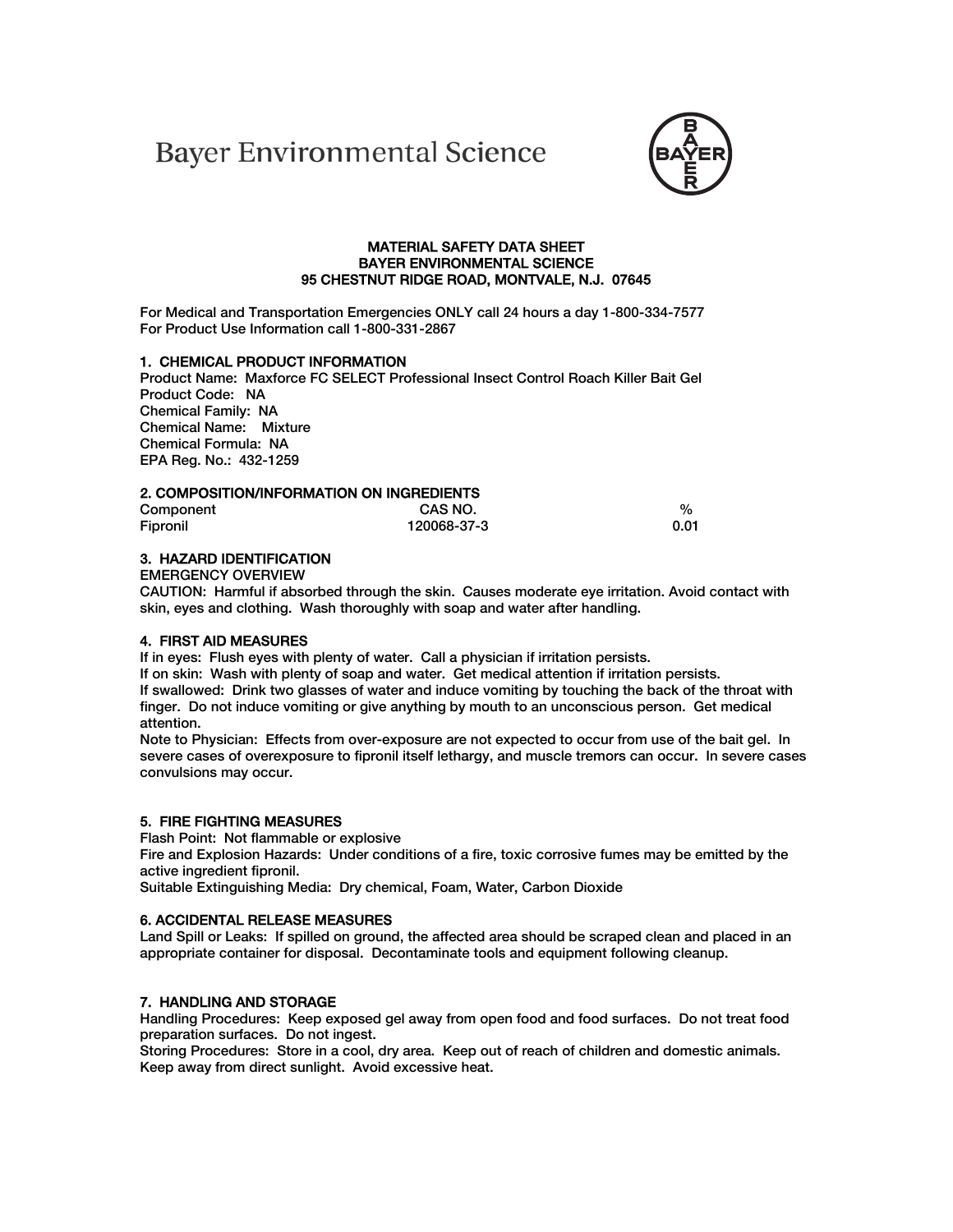Bayer Environmental Science

# MATERIAL SAFETY DATA SHEET
## BAYER ENVIRONMENTAL SCIENCE
## 95 CHESTNUT RIDGE ROAD, MONTVALE, N.J. 07645

For Medical and Transportation Emergencies ONLY call 24 hours a day 1-800-334-7577
For Product Use Information call 1-800-331-2867

### 1. CHEMICAL PRODUCT INFORMATION

Product Name: Maxforce FC SELECT Professional Insect Control Roach Killer Bait Gel
Product Code: NA
Chemical Family: NA
Chemical Name: Mixture
Chemical Formula: NA
EPA Reg. No.: 432-1259

### 2. COMPOSITION/INFORMATION ON INGREDIENTS

| Component | CAS NO. | % |
|---|---|---|
| Fipronil | 120068-37-3 | 0.01 |

### 3. HAZARD IDENTIFICATION

EMERGENCY OVERVIEW
CAUTION: Harmful if absorbed through the skin. Causes moderate eye irritation. Avoid contact with skin, eyes and clothing. Wash thoroughly with soap and water after handling.

### 4. FIRST AID MEASURES

If in eyes: Flush eyes with plenty of water. Call a physician if irritation persists.
If on skin: Wash with plenty of soap and water. Get medical attention if irritation persists.
If swallowed: Drink two glasses of water and induce vomiting by touching the back of the throat with finger. Do not induce vomiting or give anything by mouth to an unconscious person. Get medical attention.
Note to Physician: Effects from over-exposure are not expected to occur from use of the bait gel. In severe cases of overexposure to fipronil itself lethargy, and muscle tremors can occur. In severe cases convulsions may occur.

### 5. FIRE FIGHTING MEASURES

Flash Point: Not flammable or explosive
Fire and Explosion Hazards: Under conditions of a fire, toxic corrosive fumes may be emitted by the active ingredient fipronil.
Suitable Extinguishing Media: Dry chemical, Foam, Water, Carbon Dioxide

### 6. ACCIDENTAL RELEASE MEASURES

Land Spill or Leaks: If spilled on ground, the affected area should be scraped clean and placed in an appropriate container for disposal. Decontaminate tools and equipment following cleanup.

### 7. HANDLING AND STORAGE

Handling Procedures: Keep exposed gel away from open food and food surfaces. Do not treat food preparation surfaces. Do not ingest.
Storing Procedures: Store in a cool, dry area. Keep out of reach of children and domestic animals. Keep away from direct sunlight. Avoid excessive heat.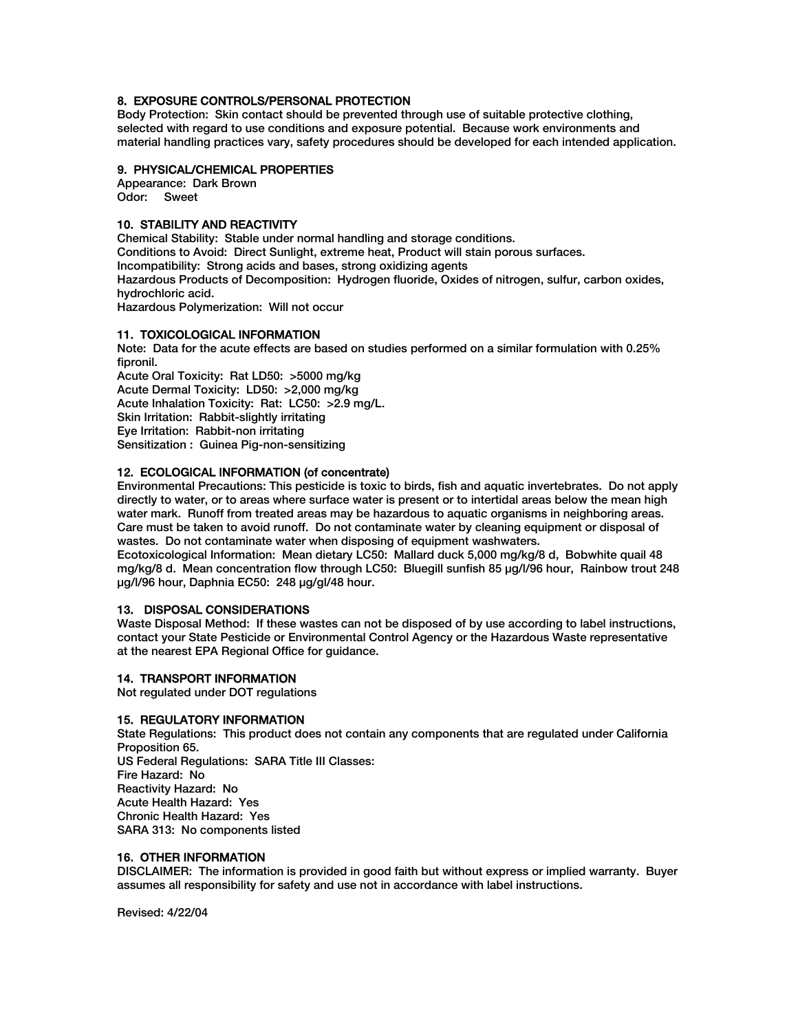## 8. EXPOSURE CONTROLS/PERSONAL PROTECTION

Body Protection: Skin contact should be prevented through use of suitable protective clothing, selected with regard to use conditions and exposure potential. Because work environments and material handling practices vary, safety procedures should be developed for each intended application.

## 9. PHYSICAL/CHEMICAL PROPERTIES

Appearance: Dark Brown
Odor: Sweet

## 10. STABILITY AND REACTIVITY

Chemical Stability: Stable under normal handling and storage conditions.
Conditions to Avoid: Direct Sunlight, extreme heat, Product will stain porous surfaces.
Incompatibility: Strong acids and bases, strong oxidizing agents
Hazardous Products of Decomposition: Hydrogen fluoride, Oxides of nitrogen, sulfur, carbon oxides, hydrochloric acid.
Hazardous Polymerization: Will not occur

## 11. TOXICOLOGICAL INFORMATION

Note: Data for the acute effects are based on studies performed on a similar formulation with 0.25% fipronil.
Acute Oral Toxicity: Rat LD50: >5000 mg/kg
Acute Dermal Toxicity: LD50: >2,000 mg/kg
Acute Inhalation Toxicity: Rat: LC50: >2.9 mg/L.
Skin Irritation: Rabbit-slightly irritating
Eye Irritation: Rabbit-non irritating
Sensitization : Guinea Pig-non-sensitizing

## 12. ECOLOGICAL INFORMATION (of concentrate)

Environmental Precautions: This pesticide is toxic to birds, fish and aquatic invertebrates. Do not apply directly to water, or to areas where surface water is present or to intertidal areas below the mean high water mark. Runoff from treated areas may be hazardous to aquatic organisms in neighboring areas. Care must be taken to avoid runoff. Do not contaminate water by cleaning equipment or disposal of wastes. Do not contaminate water when disposing of equipment washwaters.
Ecotoxicological Information: Mean dietary LC50: Mallard duck 5,000 mg/kg/8 d, Bobwhite quail 48 mg/kg/8 d. Mean concentration flow through LC50: Bluegill sunfish 85 µg/l/96 hour, Rainbow trout 248 µg/l/96 hour, Daphnia EC50: 248 µg/gl/48 hour.

## 13. DISPOSAL CONSIDERATIONS

Waste Disposal Method: If these wastes can not be disposed of by use according to label instructions, contact your State Pesticide or Environmental Control Agency or the Hazardous Waste representative at the nearest EPA Regional Office for guidance.

## 14. TRANSPORT INFORMATION

Not regulated under DOT regulations

## 15. REGULATORY INFORMATION

State Regulations: This product does not contain any components that are regulated under California Proposition 65.
US Federal Regulations: SARA Title III Classes:
Fire Hazard: No
Reactivity Hazard: No
Acute Health Hazard: Yes
Chronic Health Hazard: Yes
SARA 313: No components listed

## 16. OTHER INFORMATION

DISCLAIMER: The information is provided in good faith but without express or implied warranty. Buyer assumes all responsibility for safety and use not in accordance with label instructions.

Revised: 4/22/04